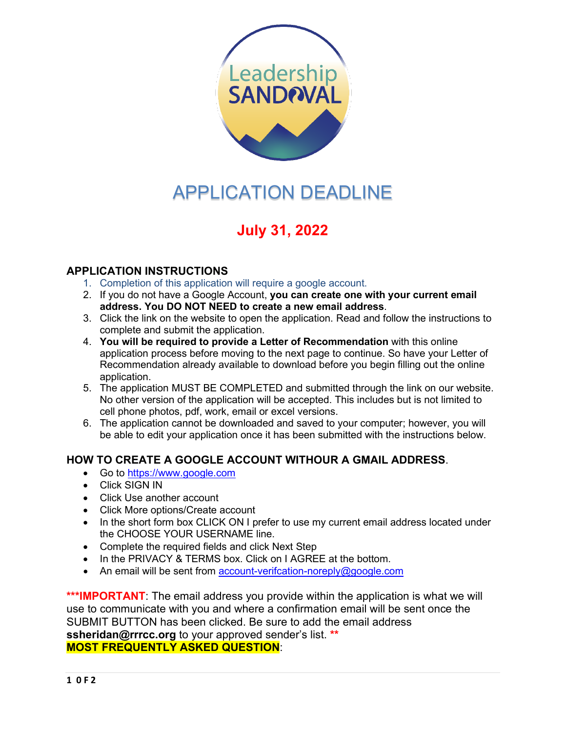# APPLICATION DEADLINE

## July 31, 2022

### APPLICATION INSTRUCTIONS

1. Completion of this application will require a google account.
2. If you do not have a Google Account, **you can create one with your current email address. You DO NOT NEED to create a new email address**.
3. Click the link on the website to open the application. Read and follow the instructions to complete and submit the application.
4. **You will be required to provide a Letter of Recommendation** with this online application process before moving to the next page to continue. So have your Letter of Recommendation already available to download before you begin filling out the online application.
5. The application MUST BE COMPLETED and submitted through the link on our website. No other version of the application will be accepted. This includes but is not limited to cell phone photos, pdf, work, email or excel versions.
6. The application cannot be downloaded and saved to your computer; however, you will be able to edit your application once it has been submitted with the instructions below.

### HOW TO CREATE A GOOGLE ACCOUNT WITHOUR A GMAIL ADDRESS.

- Go to https://www.google.com
- Click SIGN IN
- Click Use another account
- Click More options/Create account
- In the short form box CLICK ON I prefer to use my current email address located under the CHOOSE YOUR USERNAME line.
- Complete the required fields and click Next Step
- In the PRIVACY & TERMS box. Click on I AGREE at the bottom.
- An email will be sent from account-verifcation-noreply@google.com

**\*\*\*IMPORTANT**: The email address you provide within the application is what we will use to communicate with you and where a confirmation email will be sent once the SUBMIT BUTTON has been clicked. Be sure to add the email address **ssheridan@rrrcc.org** to your approved sender's list. **\*\***

**MOST FREQUENTLY ASKED QUESTION**: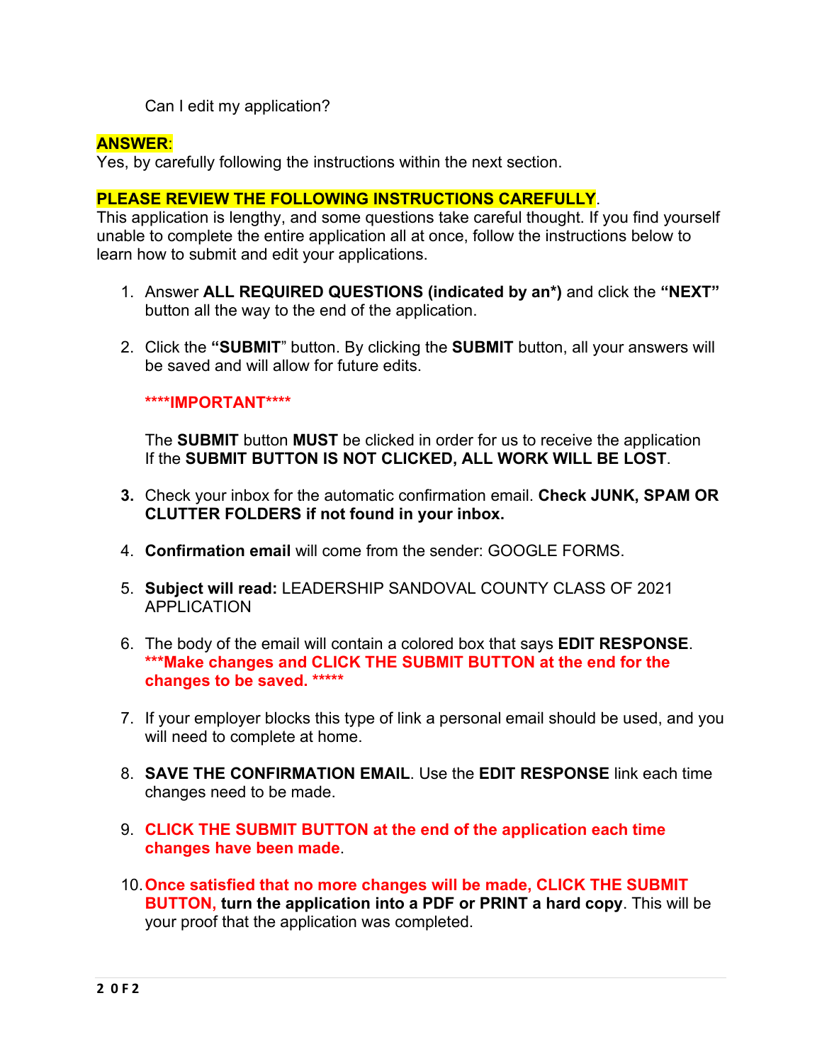Can I edit my application?

**ANSWER**:
Yes, by carefully following the instructions within the next section.

**PLEASE REVIEW THE FOLLOWING INSTRUCTIONS CAREFULLY**.
This application is lengthy, and some questions take careful thought. If you find yourself unable to complete the entire application all at once, follow the instructions below to learn how to submit and edit your applications.

1. Answer **ALL REQUIRED QUESTIONS (indicated by an*)** and click the **"NEXT"** button all the way to the end of the application.

2. Click the **"SUBMIT"** button. By clicking the **SUBMIT** button, all your answers will be saved and will allow for future edits.

   **\*\*\*\*IMPORTANT\*\*\*\***

   The **SUBMIT** button **MUST** be clicked in order for us to receive the application
   If the **SUBMIT BUTTON IS NOT CLICKED, ALL WORK WILL BE LOST**.

3. Check your inbox for the automatic confirmation email. **Check JUNK, SPAM OR CLUTTER FOLDERS if not found in your inbox.**

4. **Confirmation email** will come from the sender: GOOGLE FORMS.

5. **Subject will read:** LEADERSHIP SANDOVAL COUNTY CLASS OF 2021 APPLICATION

6. The body of the email will contain a colored box that says **EDIT RESPONSE**. **\*\*\*Make changes and CLICK THE SUBMIT BUTTON at the end for the changes to be saved. \*\*\*\*\***

7. If your employer blocks this type of link a personal email should be used, and you will need to complete at home.

8. **SAVE THE CONFIRMATION EMAIL**. Use the **EDIT RESPONSE** link each time changes need to be made.

9. **CLICK THE SUBMIT BUTTON at the end of the application each time changes have been made**.

10. **Once satisfied that no more changes will be made, CLICK THE SUBMIT BUTTON, turn the application into a PDF or PRINT a hard copy**. This will be your proof that the application was completed.